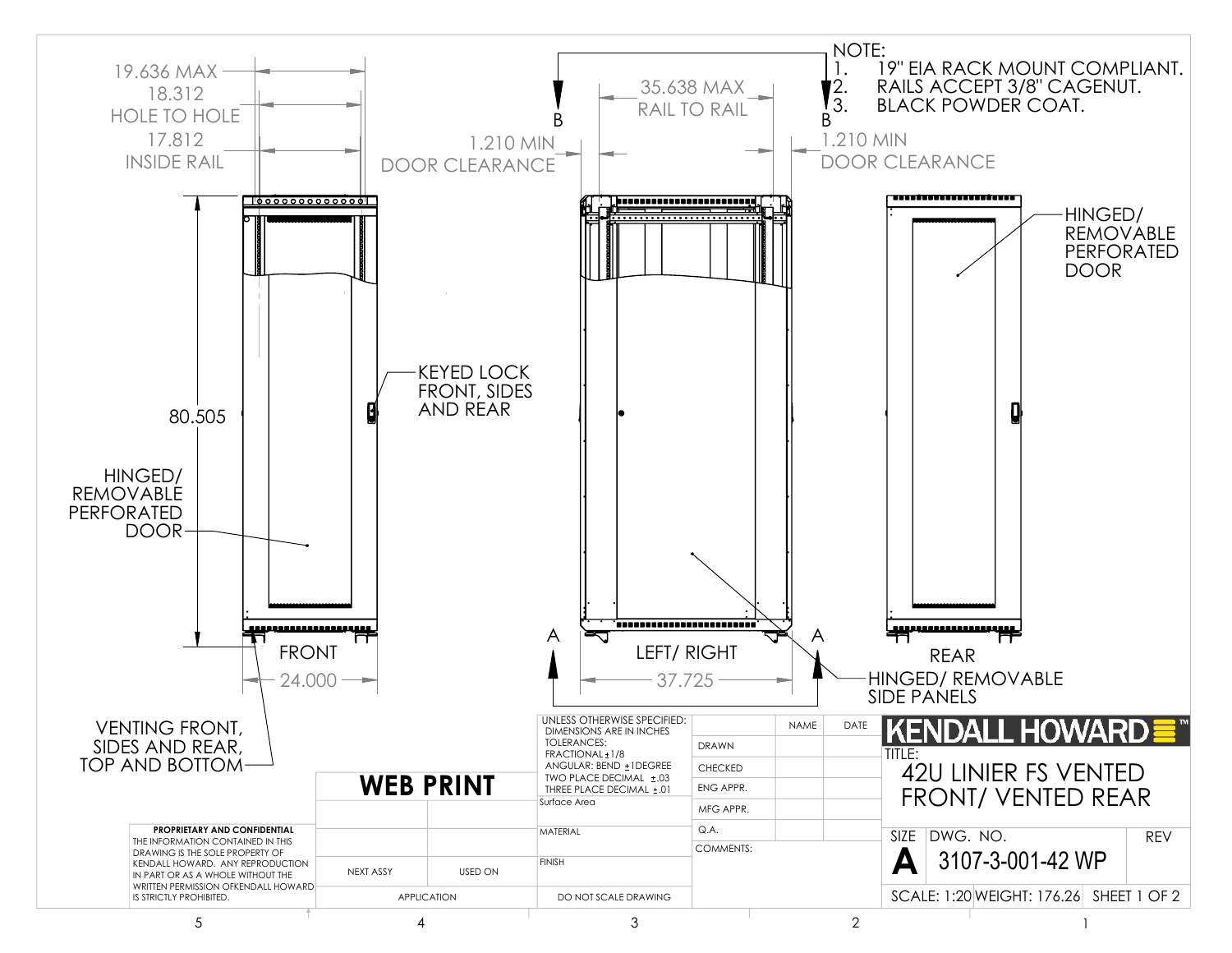NOTE:

1. 19" EIA RACK MOUNT COMPLIANT.
2. RAILS ACCEPT 3/8" CAGENUT.
3. BLACK POWDER COAT.

19.636 MAX

18.312 HOLE TO HOLE

17.812 INSIDE RAIL

35.638 MAX RAIL TO RAIL

1.210 MIN DOOR CLEARANCE

1.210 MIN DOOR CLEARANCE

B B

80.505

KEYED LOCK FRONT, SIDES AND REAR

HINGED/ REMOVABLE PERFORATED DOOR

HINGED/ REMOVABLE PERFORATED DOOR

FRONT

24.000

A A

LEFT/ RIGHT

37.725

REAR

HINGED/ REMOVABLE SIDE PANELS

VENTING FRONT, SIDES AND REAR, TOP AND BOTTOM

**PROPRIETARY AND CONFIDENTIAL**
THE INFORMATION CONTAINED IN THIS DRAWING IS THE SOLE PROPERTY OF KENDALL HOWARD. ANY REPRODUCTION IN PART OR AS A WHOLE WITHOUT THE WRITTEN PERMISSION OFKENDALL HOWARD IS STRICTLY PROHIBITED.

**WEB PRINT**

| NEXT ASSY | USED ON |
|---|---|
| APPLICATION | |

UNLESS OTHERWISE SPECIFIED:
DIMENSIONS ARE IN INCHES
TOLERANCES:
FRACTIONAL ±1/8
ANGULAR: BEND ±1DEGREE
TWO PLACE DECIMAL ±.03
THREE PLACE DECIMAL ±.01

Surface Area

MATERIAL

FINISH

DO NOT SCALE DRAWING

| | NAME | DATE |
|---|---|---|
| DRAWN | | |
| CHECKED | | |
| ENG APPR. | | |
| MFG APPR. | | |
| Q.A. | | |
| COMMENTS: | | |

KENDALL HOWARD™

TITLE:
42U LINIER FS VENTED FRONT/ VENTED REAR

| SIZE | DWG. NO. | REV |
|---|---|---|
| A | 3107-3-001-42 WP | |

SCALE: 1:20 WEIGHT: 176.26 SHEET 1 OF 2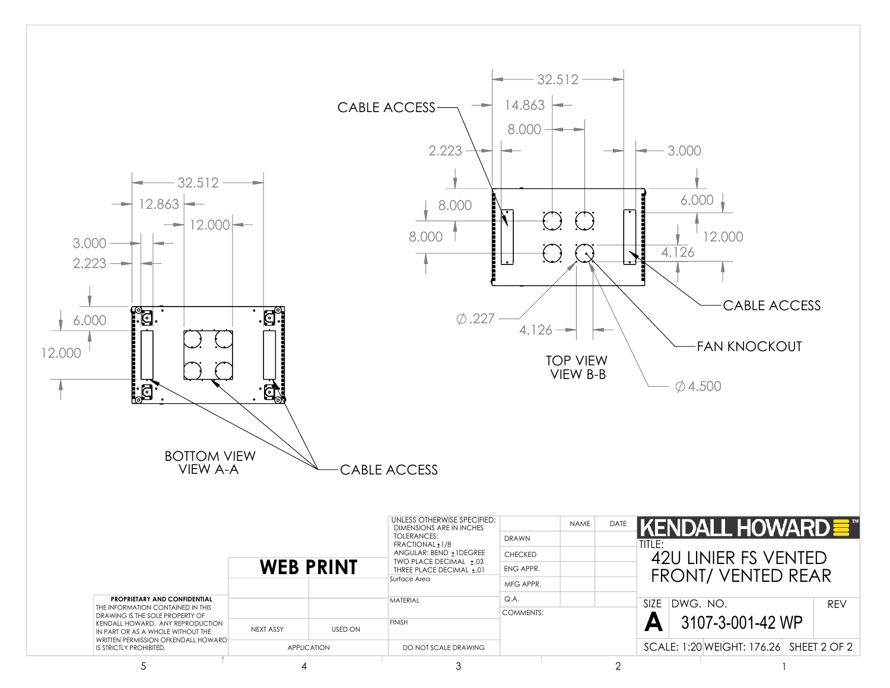CABLE ACCESS

32.512

14.863

8.000

2.223

3.000

8.000

6.000

8.000

12.000

4.126

CABLE ACCESS

FAN KNOCKOUT

$\varnothing$ .227

4.126

TOP VIEW
VIEW B-B

$\varnothing$ 4.500

32.512

12.863

12.000

3.000

2.223

6.000

12.000

BOTTOM VIEW
VIEW A-A

CABLE ACCESS

| | |
|---|---|
| **PROPRIETARY AND CONFIDENTIAL** THE INFORMATION CONTAINED IN THIS DRAWING IS THE SOLE PROPERTY OF KENDALL HOWARD. ANY REPRODUCTION IN PART OR AS A WHOLE WITHOUT THE WRITTEN PERMISSION OFKENDALL HOWARD IS STRICTLY PROHIBITED. | |

**WEB PRINT**

| | |
|---|---|
| NEXT ASSY | USED ON |
| APPLICATION | |

UNLESS OTHERWISE SPECIFIED:
DIMENSIONS ARE IN INCHES
TOLERANCES:
FRACTIONAL ±1/8
ANGULAR: BEND ±1DEGREE
TWO PLACE DECIMAL ±.03
THREE PLACE DECIMAL ±.01

Surface Area

MATERIAL

FINISH

DO NOT SCALE DRAWING

| | NAME | DATE |
|---|---|---|
| DRAWN | | |
| CHECKED | | |
| ENG APPR. | | |
| MFG APPR. | | |
| Q.A. | | |
| COMMENTS: | | |

KENDALL HOWARD™

TITLE:
42U LINIER FS VENTED FRONT/ VENTED REAR

| SIZE | DWG. NO. | REV |
|---|---|---|
| A | 3107-3-001-42 WP | |

SCALE: 1:20 WEIGHT: 176.26 SHEET 2 OF 2